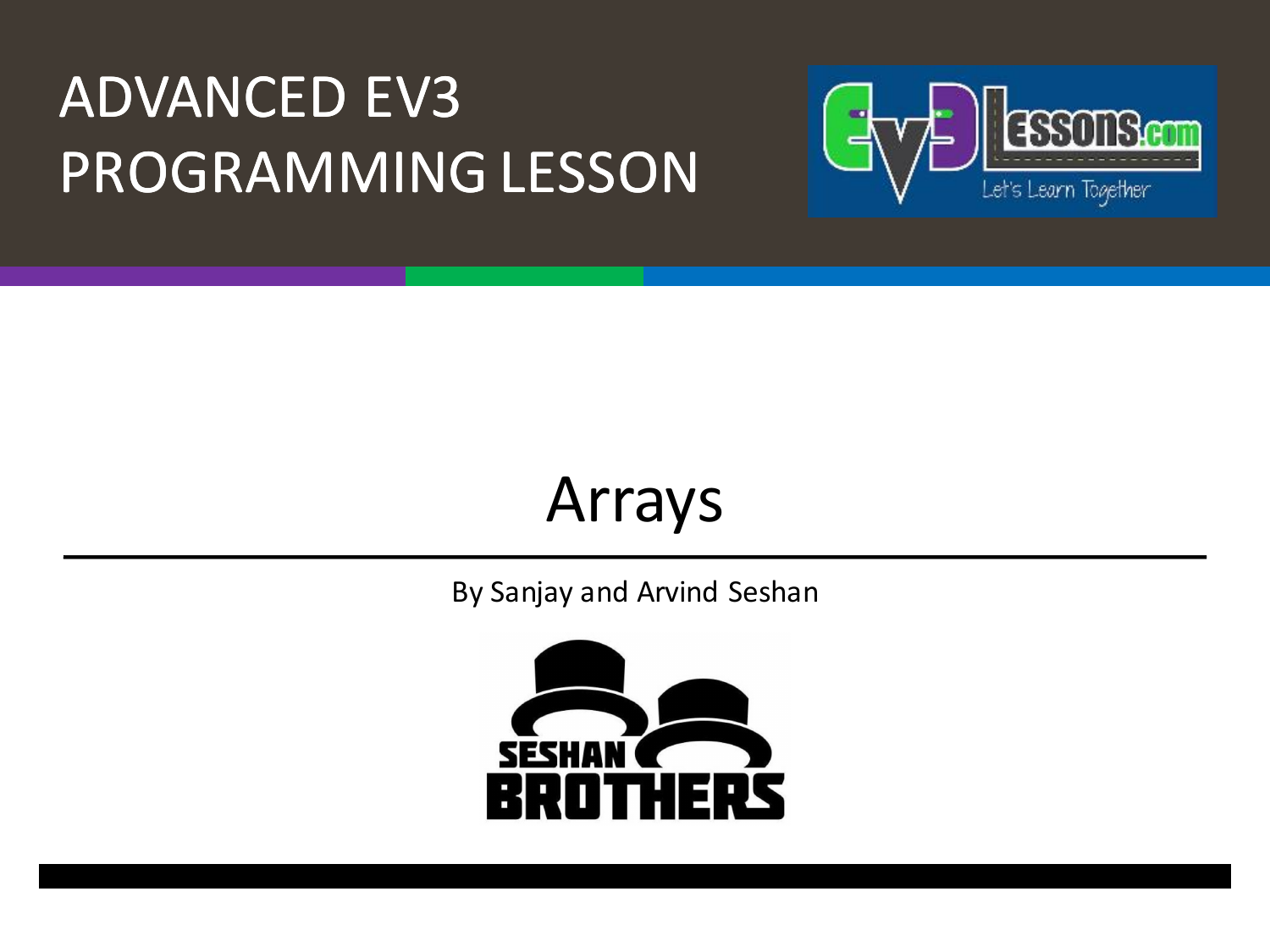# ADVANCED EV3 PROGRAMMING LESSON

## Arrays

By Sanjay and Arvind Seshan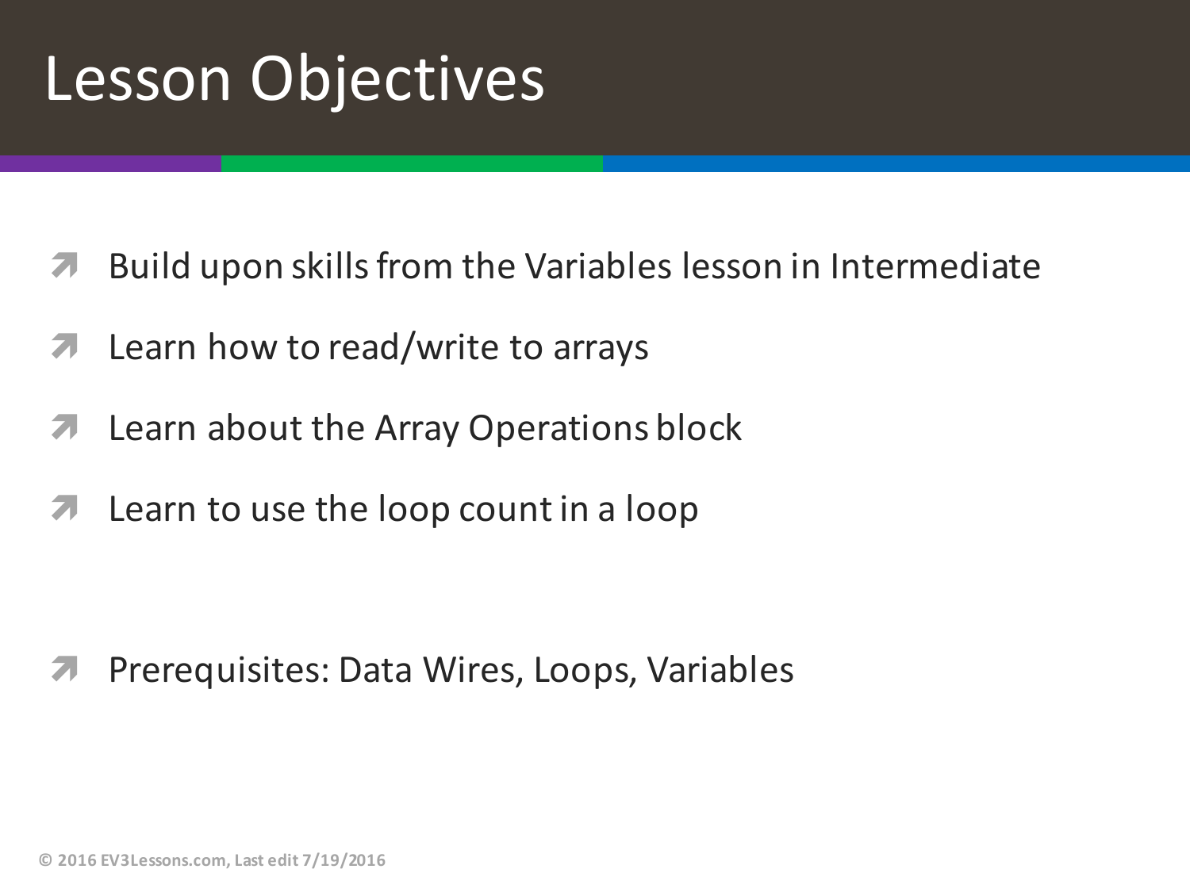# Lesson Objectives

- Build upon skills from the Variables lesson in Intermediate
- Learn how to read/write to arrays
- Learn about the Array Operations block
- Learn to use the loop count in a loop

- Prerequisites: Data Wires, Loops, Variables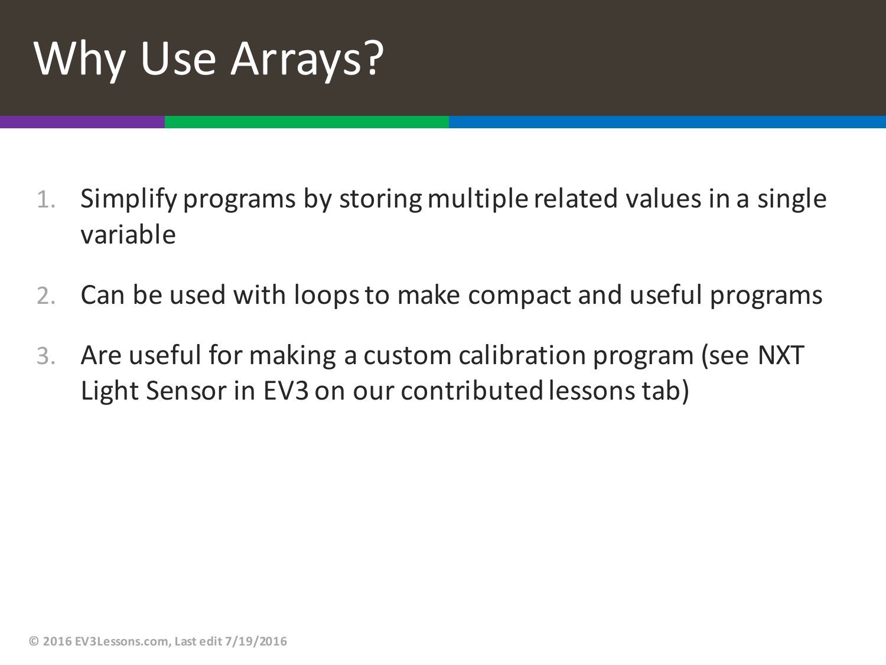# Why Use Arrays?

1. Simplify programs by storing multiple related values in a single variable
2. Can be used with loops to make compact and useful programs
3. Are useful for making a custom calibration program (see NXT Light Sensor in EV3 on our contributed lessons tab)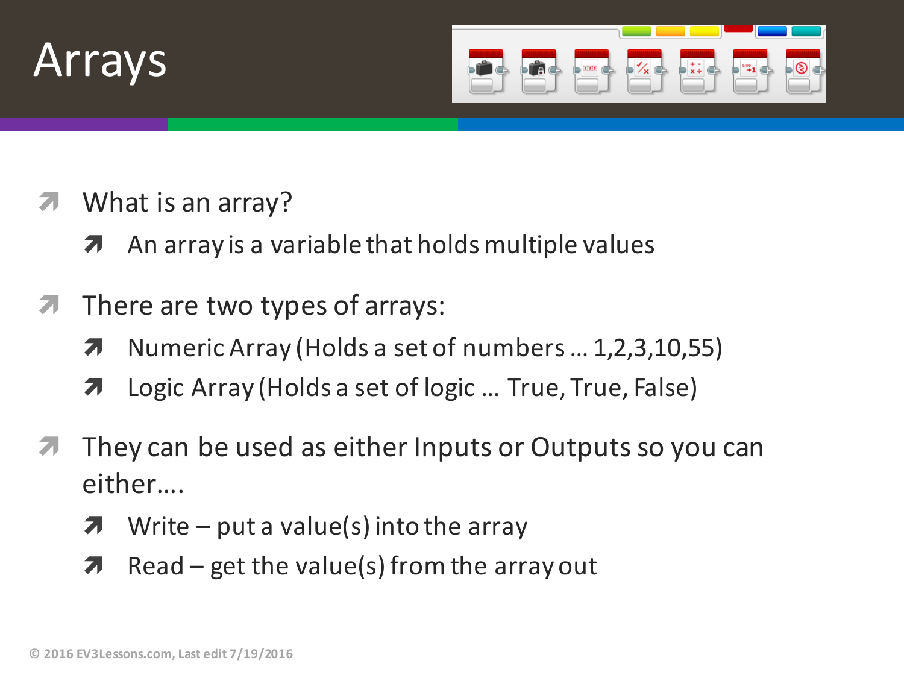# Arrays

- What is an array?
  - An array is a variable that holds multiple values
- There are two types of arrays:
  - Numeric Array (Holds a set of numbers … 1,2,3,10,55)
  - Logic Array (Holds a set of logic … True, True, False)
- They can be used as either Inputs or Outputs so you can either….
  - Write – put a value(s) into the array
  - Read – get the value(s) from the array out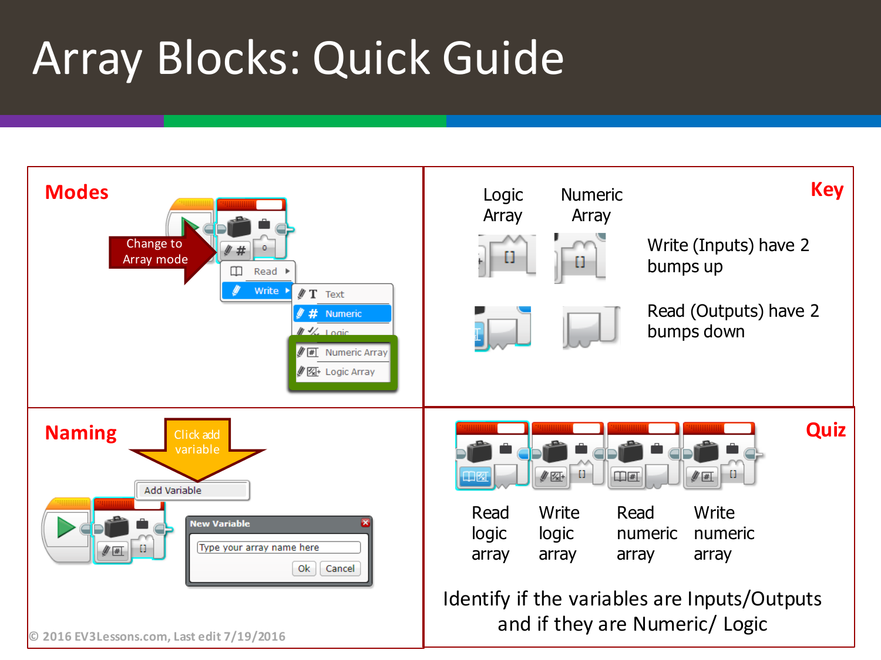# Array Blocks: Quick Guide

## Modes

Change to Array mode

Read

Write

Text

Numeric

Logic

Numeric Array

Logic Array

## Key

Logic Array

Numeric Array

Write (Inputs) have 2 bumps up

Read (Outputs) have 2 bumps down

## Naming

Click add variable

Add Variable

New Variable

Type your array name here

Ok Cancel

## Quiz

Read logic array

Write logic array

Read numeric array

Write numeric array

Identify if the variables are Inputs/Outputs and if they are Numeric/ Logic

© 2016 EV3Lessons.com, Last edit 7/19/2016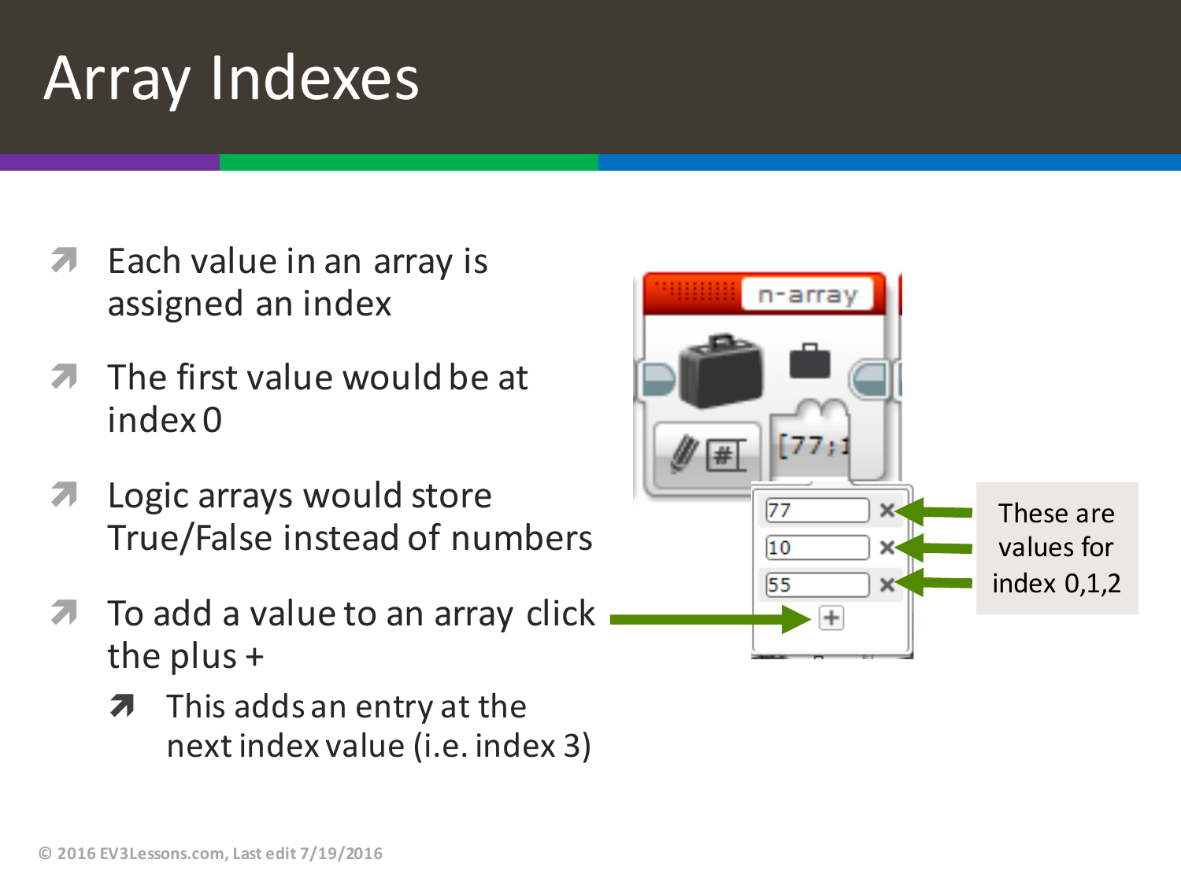# Array Indexes

- Each value in an array is assigned an index
- The first value would be at index 0
- Logic arrays would store True/False instead of numbers
- To add a value to an array click the plus +
  - This adds an entry at the next index value (i.e. index 3)

These are values for index 0,1,2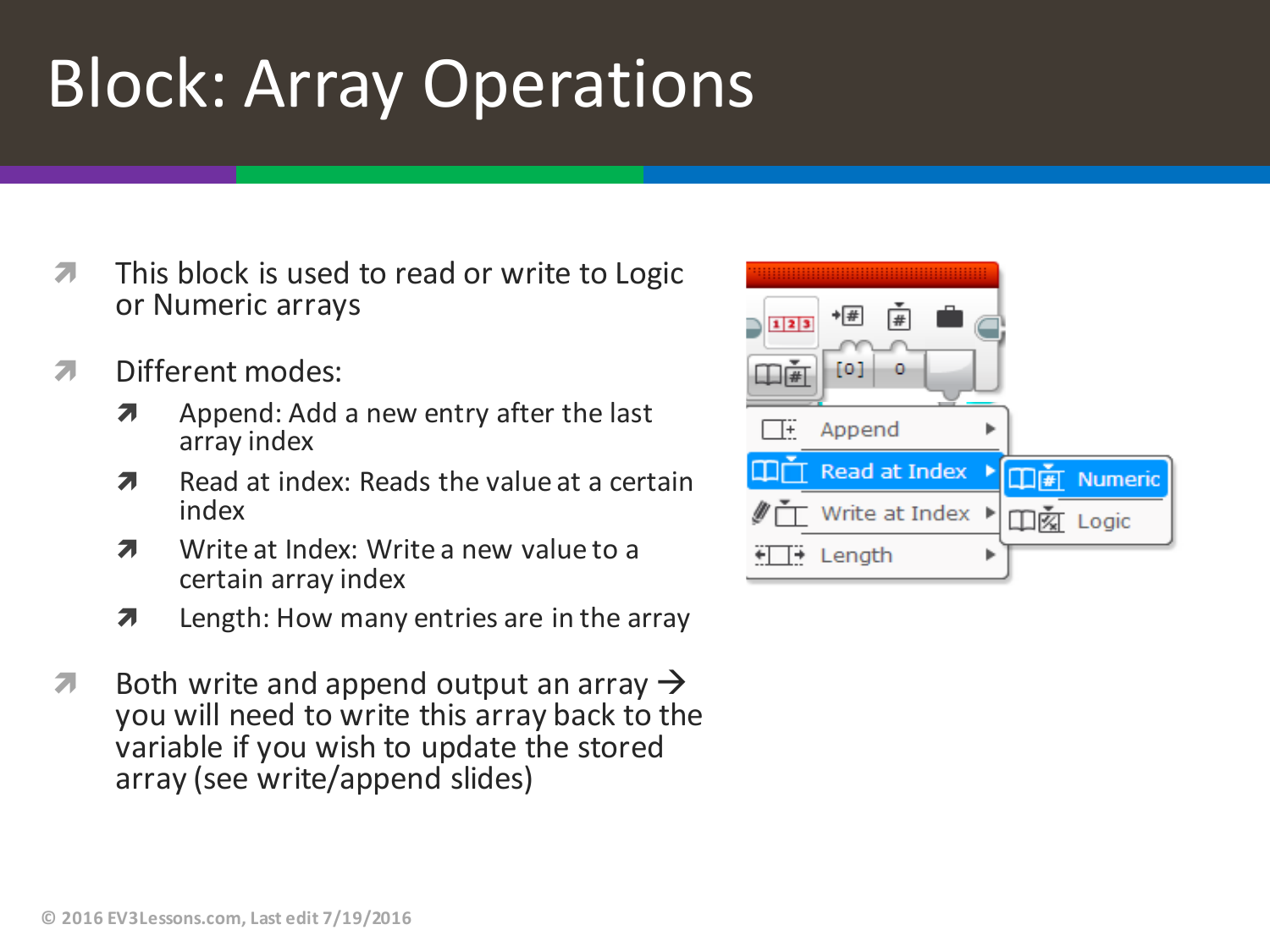# Block: Array Operations

- This block is used to read or write to Logic or Numeric arrays
- Different modes:
  - Append: Add a new entry after the last array index
  - Read at index: Reads the value at a certain index
  - Write at Index: Write a new value to a certain array index
  - Length: How many entries are in the array
- Both write and append output an array → you will need to write this array back to the variable if you wish to update the stored array (see write/append slides)

© 2016 EV3Lessons.com, Last edit 7/19/2016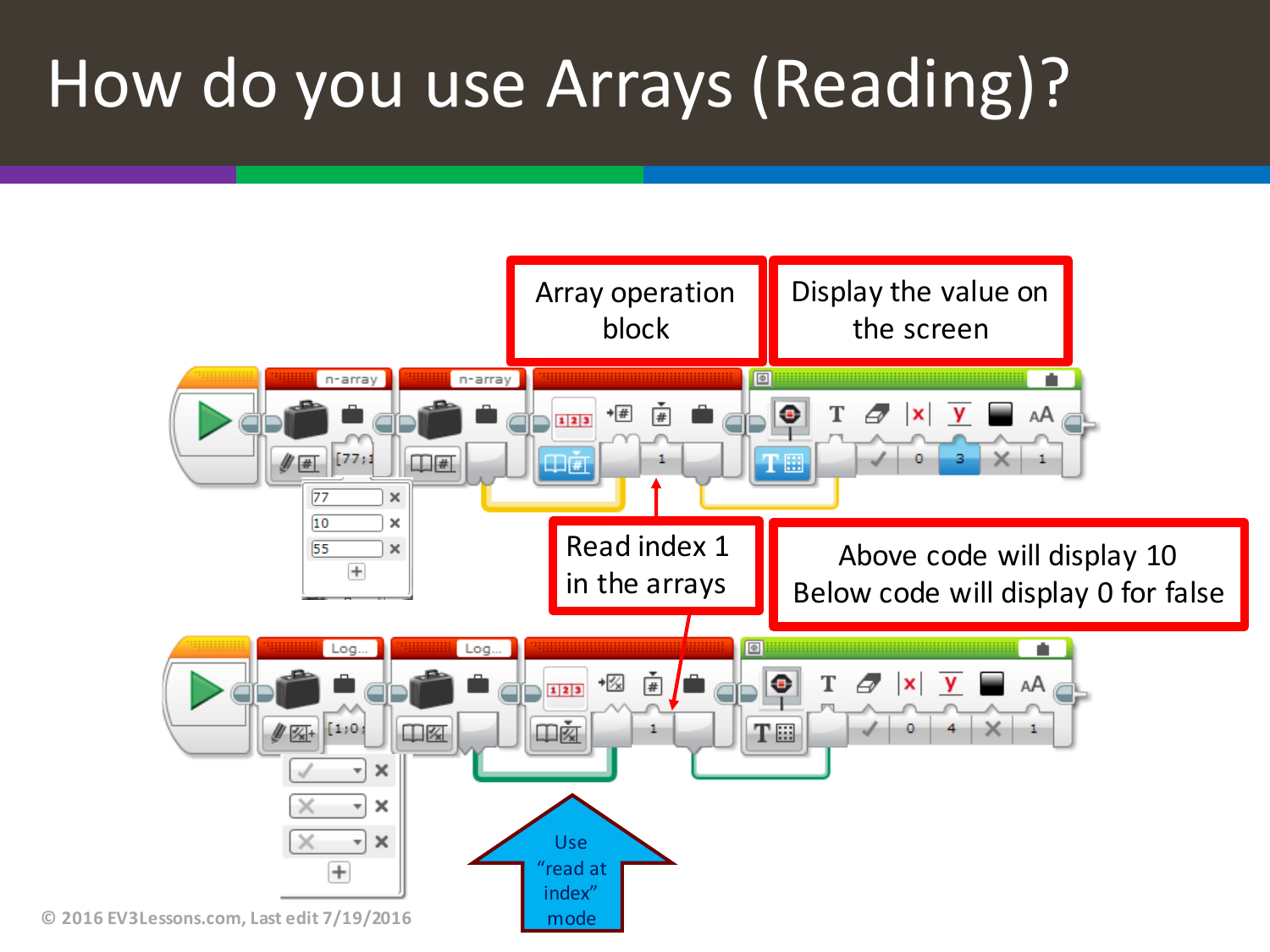# How do you use Arrays (Reading)?

Array operation block

Display the value on the screen

Read index 1 in the arrays

Above code will display 10
Below code will display 0 for false

Use "read at index" mode

© 2016 EV3Lessons.com, Last edit 7/19/2016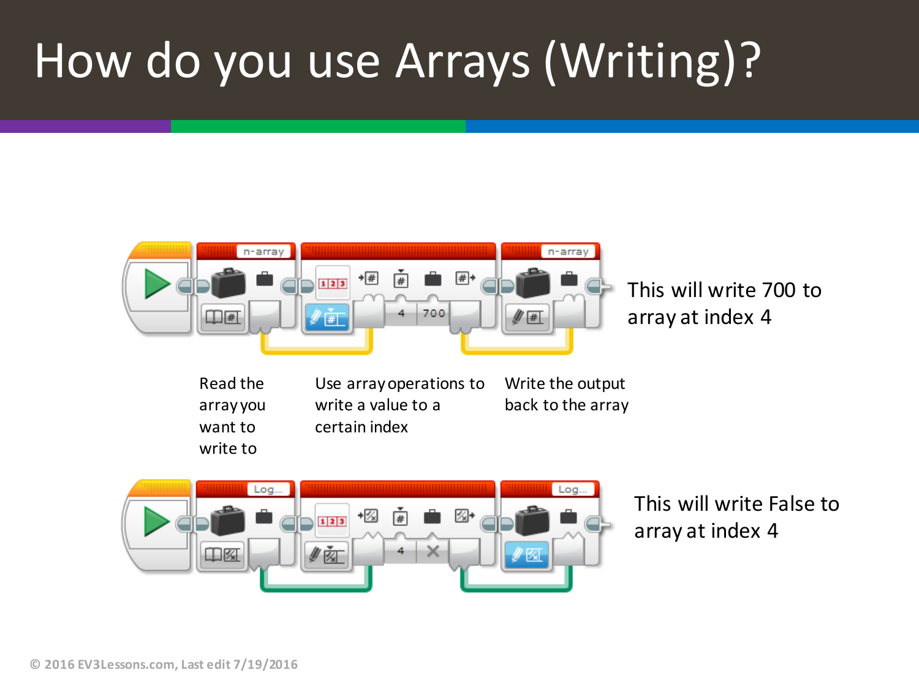# How do you use Arrays (Writing)?

This will write 700 to array at index 4

Read the array you want to write to

Use array operations to write a value to a certain index

Write the output back to the array

This will write False to array at index 4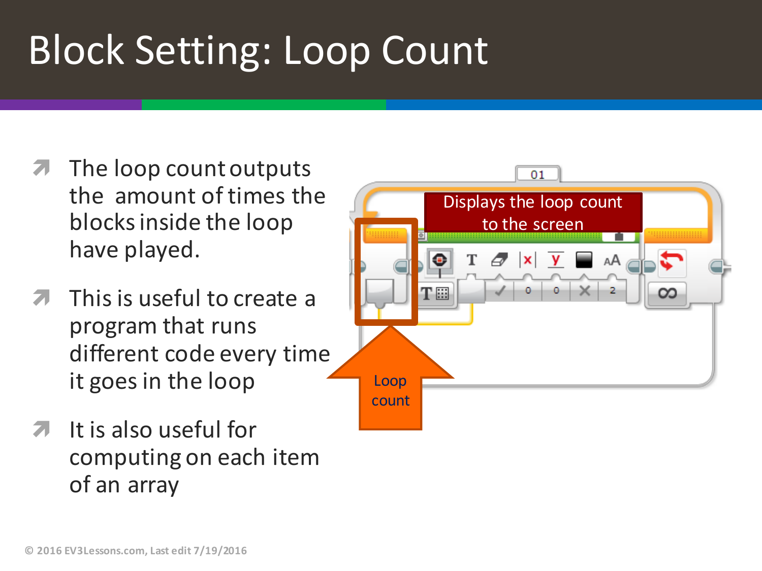# Block Setting: Loop Count

- The loop count outputs the amount of times the blocks inside the loop have played.
- This is useful to create a program that runs different code every time it goes in the loop
- It is also useful for computing on each item of an array

Displays the loop count to the screen

Loop count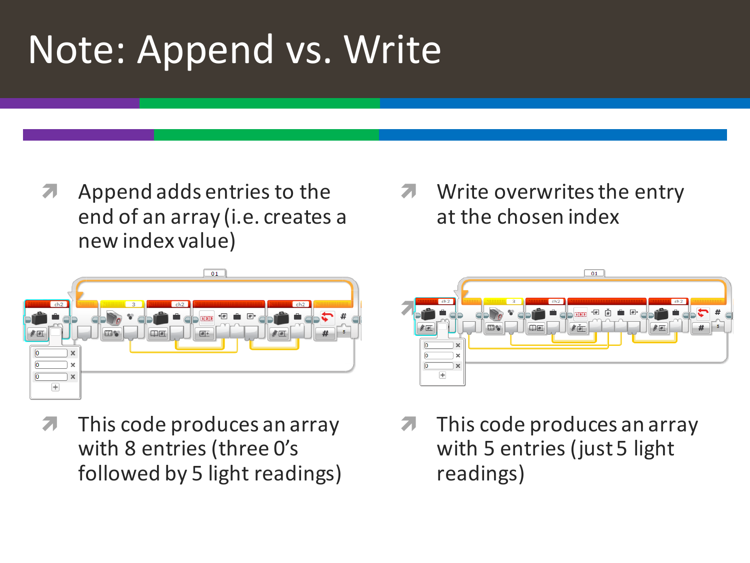# Note: Append vs. Write

- Append adds entries to the end of an array (i.e. creates a new index value)

- This code produces an array with 8 entries (three 0's followed by 5 light readings)

- Write overwrites the entry at the chosen index

- This code produces an array with 5 entries (just 5 light readings)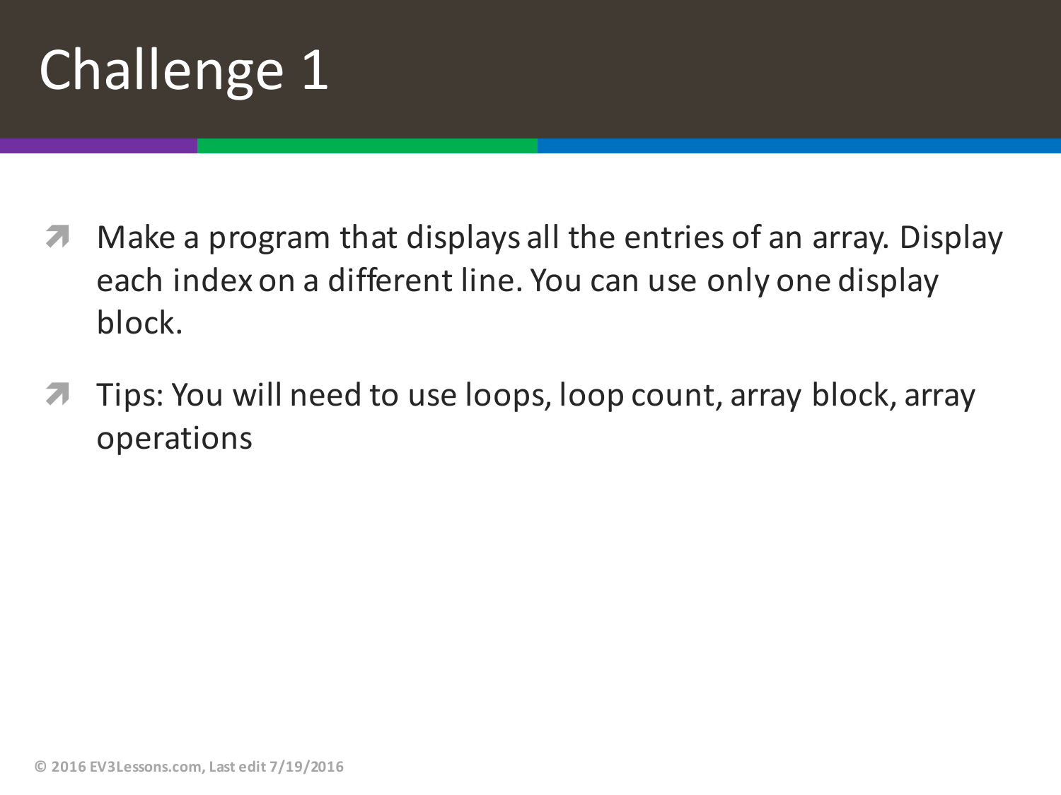# Challenge 1

- Make a program that displays all the entries of an array. Display each index on a different line. You can use only one display block.
- Tips: You will need to use loops, loop count, array block, array operations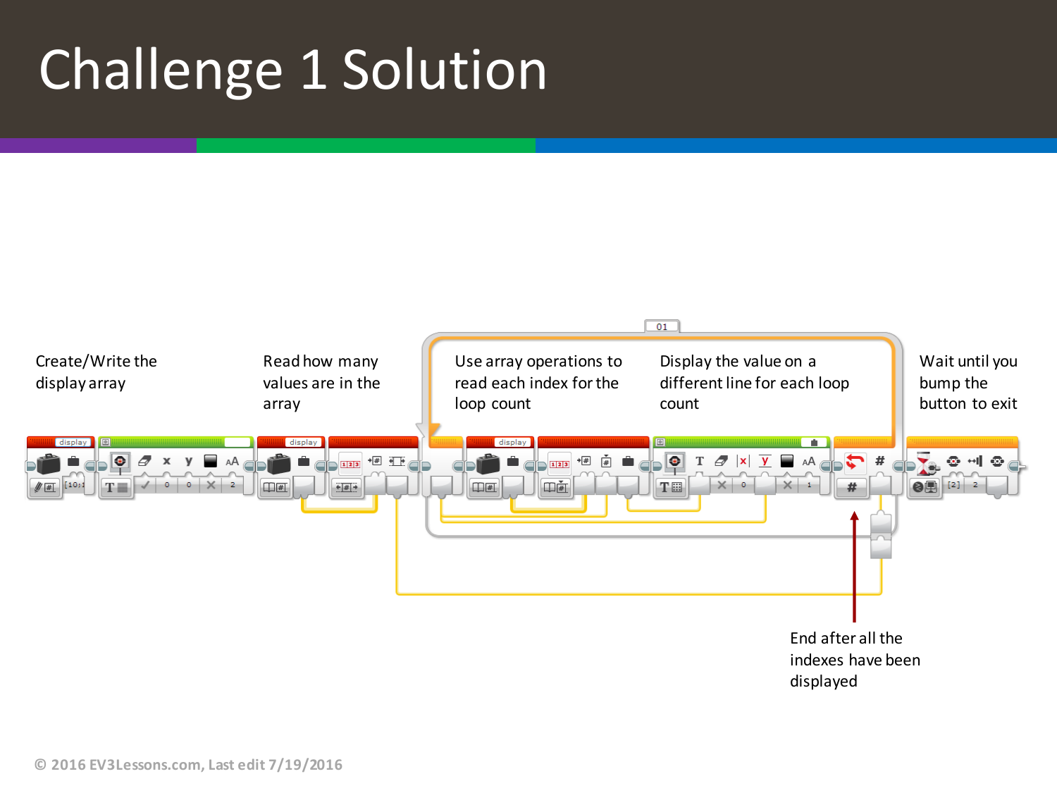# Challenge 1 Solution

Create/Write the display array

Read how many values are in the array

Use array operations to read each index for the loop count

Display the value on a different line for each loop count

Wait until you bump the button to exit

End after all the indexes have been displayed

© 2016 EV3Lessons.com, Last edit 7/19/2016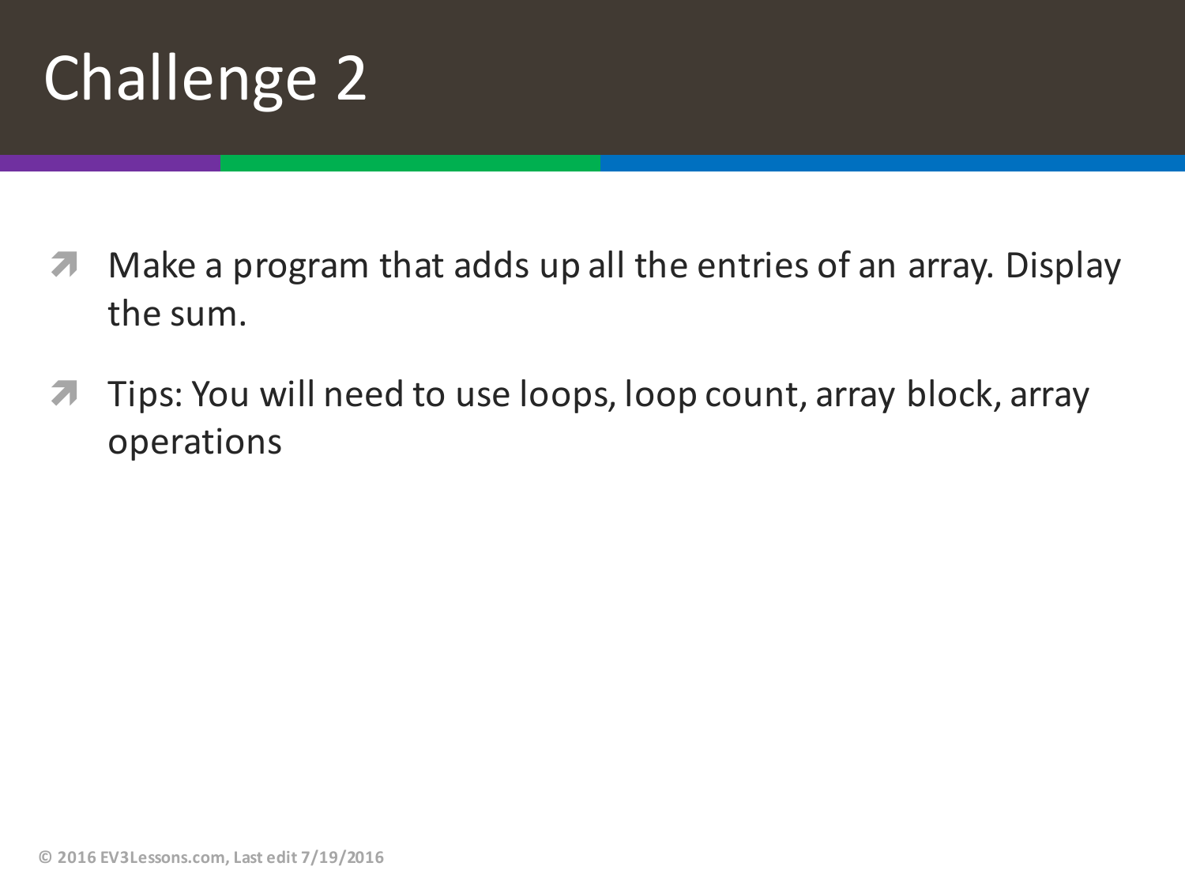# Challenge 2

- Make a program that adds up all the entries of an array. Display the sum.
- Tips: You will need to use loops, loop count, array block, array operations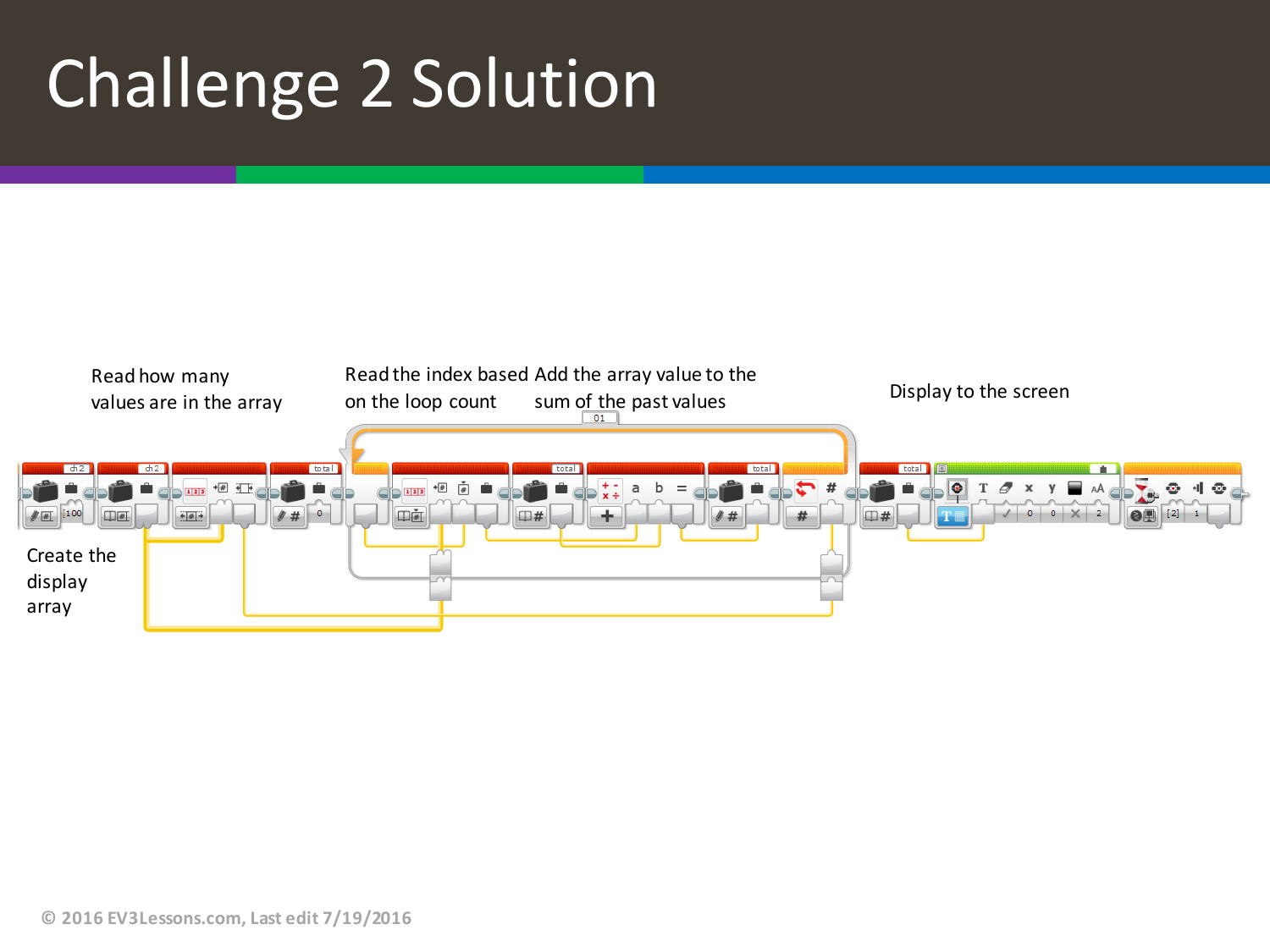# Challenge 2 Solution

Read how many values are in the array

Read the index based on the loop count

Add the array value to the sum of the past values

Display to the screen

Create the display array

© 2016 EV3Lessons.com, Last edit 7/19/2016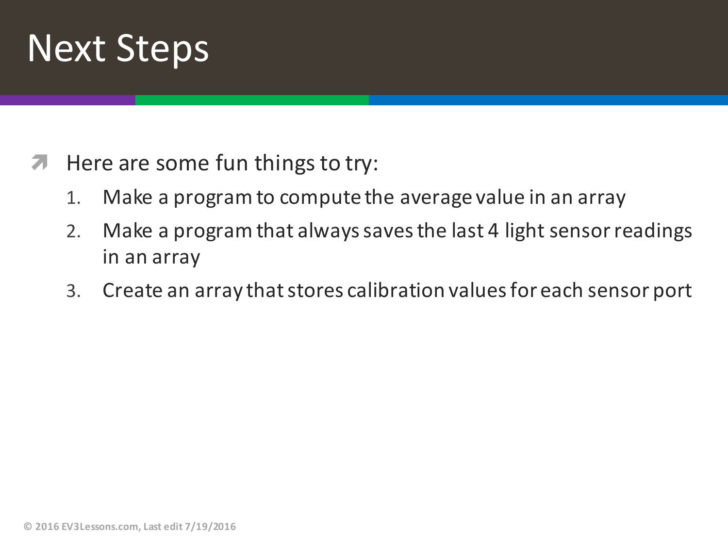# Next Steps

- Here are some fun things to try:
  1. Make a program to compute the average value in an array
  2. Make a program that always saves the last 4 light sensor readings in an array
  3. Create an array that stores calibration values for each sensor port

© 2016 EV3Lessons.com, Last edit 7/19/2016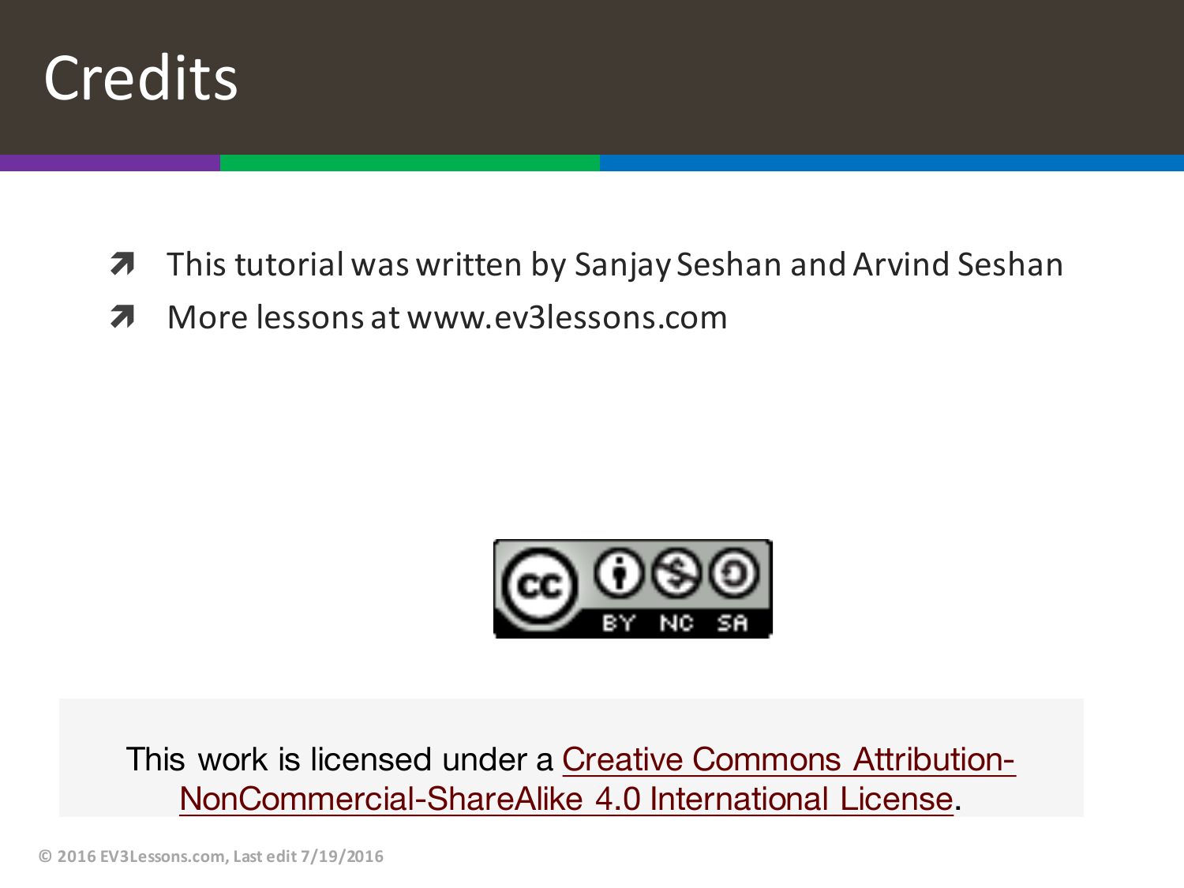# Credits

- This tutorial was written by Sanjay Seshan and Arvind Seshan
- More lessons at www.ev3lessons.com

This work is licensed under a Creative Commons Attribution-NonCommercial-ShareAlike 4.0 International License.

© 2016 EV3Lessons.com, Last edit 7/19/2016